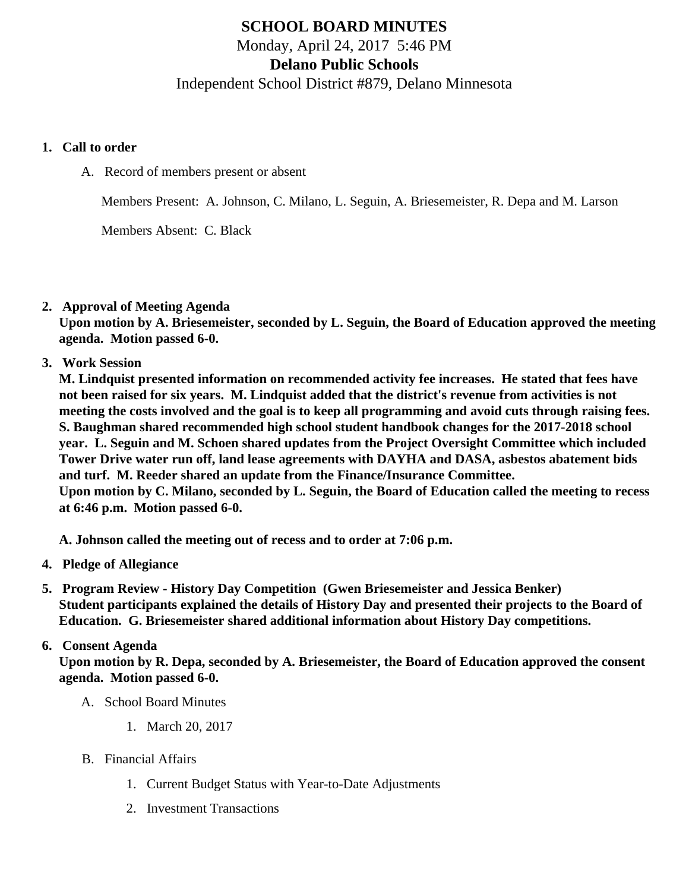# SCHOOL BOARD MINUTES

Monday, April 24, 2017 5:46 PM

## Delano Public Schools

Independent School District #879, Delano Minnesota

1. **Call to order**

   A. Record of members present or absent

      Members Present: A. Johnson, C. Milano, L. Seguin, A. Briesemeister, R. Depa and M. Larson

      Members Absent: C. Black

2. **Approval of Meeting Agenda**
   **Upon motion by A. Briesemeister, seconded by L. Seguin, the Board of Education approved the meeting agenda. Motion passed 6-0.**

3. **Work Session**
   **M. Lindquist presented information on recommended activity fee increases. He stated that fees have not been raised for six years. M. Lindquist added that the district's revenue from activities is not meeting the costs involved and the goal is to keep all programming and avoid cuts through raising fees. S. Baughman shared recommended high school student handbook changes for the 2017-2018 school year. L. Seguin and M. Schoen shared updates from the Project Oversight Committee which included Tower Drive water run off, land lease agreements with DAYHA and DASA, asbestos abatement bids and turf. M. Reeder shared an update from the Finance/Insurance Committee.**
   **Upon motion by C. Milano, seconded by L. Seguin, the Board of Education called the meeting to recess at 6:46 p.m. Motion passed 6-0.**

   **A. Johnson called the meeting out of recess and to order at 7:06 p.m.**

4. **Pledge of Allegiance**

5. **Program Review - History Day Competition (Gwen Briesemeister and Jessica Benker)**
   **Student participants explained the details of History Day and presented their projects to the Board of Education. G. Briesemeister shared additional information about History Day competitions.**

6. **Consent Agenda**
   **Upon motion by R. Depa, seconded by A. Briesemeister, the Board of Education approved the consent agenda. Motion passed 6-0.**

   A. School Board Minutes

      1. March 20, 2017

   B. Financial Affairs

      1. Current Budget Status with Year-to-Date Adjustments
      2. Investment Transactions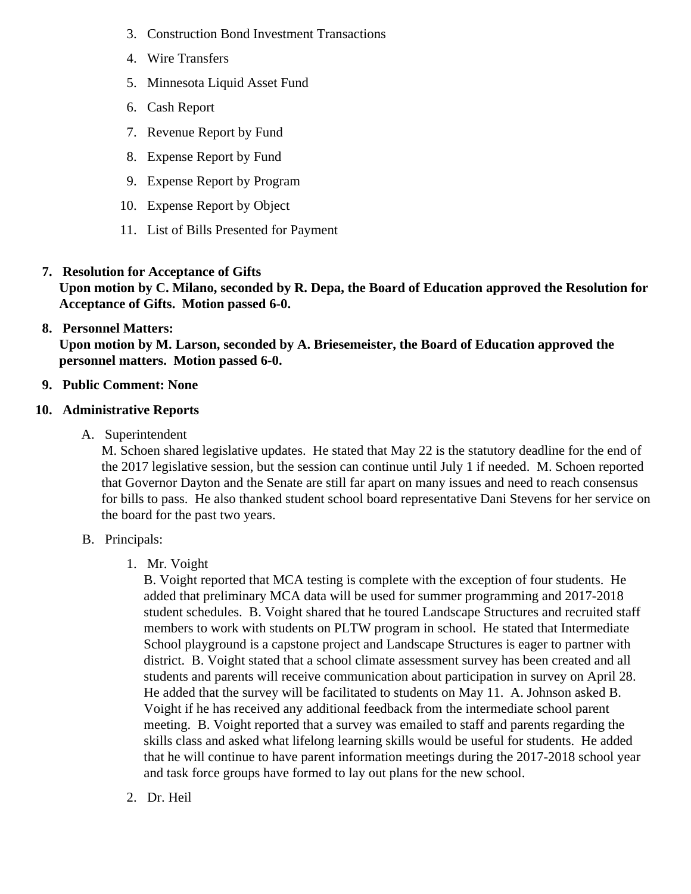3. Construction Bond Investment Transactions
4. Wire Transfers
5. Minnesota Liquid Asset Fund
6. Cash Report
7. Revenue Report by Fund
8. Expense Report by Fund
9. Expense Report by Program
10. Expense Report by Object
11. List of Bills Presented for Payment

7. **Resolution for Acceptance of Gifts**
   **Upon motion by C. Milano, seconded by R. Depa, the Board of Education approved the Resolution for Acceptance of Gifts. Motion passed 6-0.**

8. **Personnel Matters:**
   **Upon motion by M. Larson, seconded by A. Briesemeister, the Board of Education approved the personnel matters. Motion passed 6-0.**

9. **Public Comment: None**

10. **Administrative Reports**

    A. Superintendent
    M. Schoen shared legislative updates. He stated that May 22 is the statutory deadline for the end of the 2017 legislative session, but the session can continue until July 1 if needed. M. Schoen reported that Governor Dayton and the Senate are still far apart on many issues and need to reach consensus for bills to pass. He also thanked student school board representative Dani Stevens for her service on the board for the past two years.

    B. Principals:

    1. Mr. Voight
       B. Voight reported that MCA testing is complete with the exception of four students. He added that preliminary MCA data will be used for summer programming and 2017-2018 student schedules. B. Voight shared that he toured Landscape Structures and recruited staff members to work with students on PLTW program in school. He stated that Intermediate School playground is a capstone project and Landscape Structures is eager to partner with district. B. Voight stated that a school climate assessment survey has been created and all students and parents will receive communication about participation in survey on April 28. He added that the survey will be facilitated to students on May 11. A. Johnson asked B. Voight if he has received any additional feedback from the intermediate school parent meeting. B. Voight reported that a survey was emailed to staff and parents regarding the skills class and asked what lifelong learning skills would be useful for students. He added that he will continue to have parent information meetings during the 2017-2018 school year and task force groups have formed to lay out plans for the new school.

    2. Dr. Heil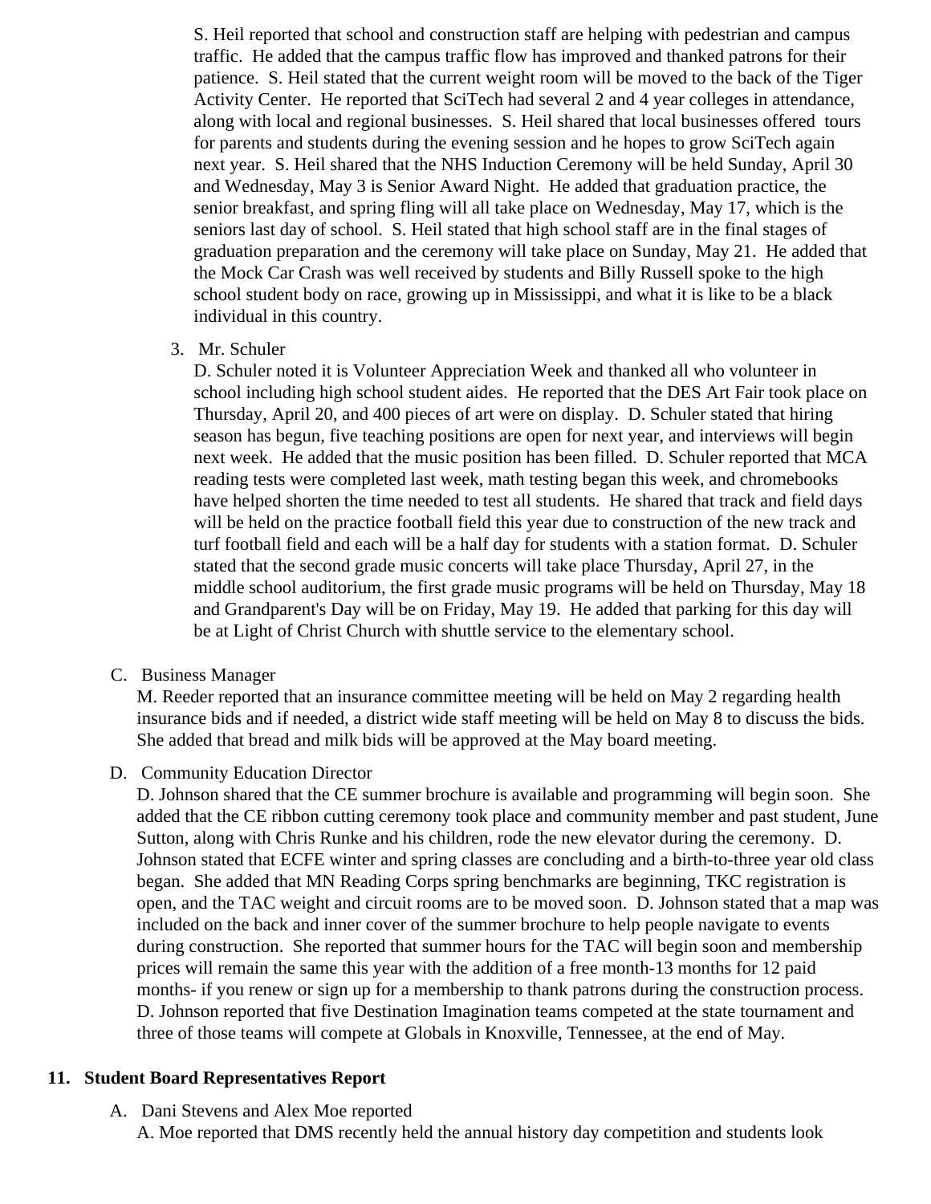S. Heil reported that school and construction staff are helping with pedestrian and campus traffic. He added that the campus traffic flow has improved and thanked patrons for their patience. S. Heil stated that the current weight room will be moved to the back of the Tiger Activity Center. He reported that SciTech had several 2 and 4 year colleges in attendance, along with local and regional businesses. S. Heil shared that local businesses offered tours for parents and students during the evening session and he hopes to grow SciTech again next year. S. Heil shared that the NHS Induction Ceremony will be held Sunday, April 30 and Wednesday, May 3 is Senior Award Night. He added that graduation practice, the senior breakfast, and spring fling will all take place on Wednesday, May 17, which is the seniors last day of school. S. Heil stated that high school staff are in the final stages of graduation preparation and the ceremony will take place on Sunday, May 21. He added that the Mock Car Crash was well received by students and Billy Russell spoke to the high school student body on race, growing up in Mississippi, and what it is like to be a black individual in this country.

3. Mr. Schuler

   D. Schuler noted it is Volunteer Appreciation Week and thanked all who volunteer in school including high school student aides. He reported that the DES Art Fair took place on Thursday, April 20, and 400 pieces of art were on display. D. Schuler stated that hiring season has begun, five teaching positions are open for next year, and interviews will begin next week. He added that the music position has been filled. D. Schuler reported that MCA reading tests were completed last week, math testing began this week, and chromebooks have helped shorten the time needed to test all students. He shared that track and field days will be held on the practice football field this year due to construction of the new track and turf football field and each will be a half day for students with a station format. D. Schuler stated that the second grade music concerts will take place Thursday, April 27, in the middle school auditorium, the first grade music programs will be held on Thursday, May 18 and Grandparent's Day will be on Friday, May 19. He added that parking for this day will be at Light of Christ Church with shuttle service to the elementary school.

C. Business Manager

   M. Reeder reported that an insurance committee meeting will be held on May 2 regarding health insurance bids and if needed, a district wide staff meeting will be held on May 8 to discuss the bids. She added that bread and milk bids will be approved at the May board meeting.

D. Community Education Director

   D. Johnson shared that the CE summer brochure is available and programming will begin soon. She added that the CE ribbon cutting ceremony took place and community member and past student, June Sutton, along with Chris Runke and his children, rode the new elevator during the ceremony. D. Johnson stated that ECFE winter and spring classes are concluding and a birth-to-three year old class began. She added that MN Reading Corps spring benchmarks are beginning, TKC registration is open, and the TAC weight and circuit rooms are to be moved soon. D. Johnson stated that a map was included on the back and inner cover of the summer brochure to help people navigate to events during construction. She reported that summer hours for the TAC will begin soon and membership prices will remain the same this year with the addition of a free month-13 months for 12 paid months- if you renew or sign up for a membership to thank patrons during the construction process. D. Johnson reported that five Destination Imagination teams competed at the state tournament and three of those teams will compete at Globals in Knoxville, Tennessee, at the end of May.

## 11. Student Board Representatives Report

A. Dani Stevens and Alex Moe reported

   A. Moe reported that DMS recently held the annual history day competition and students look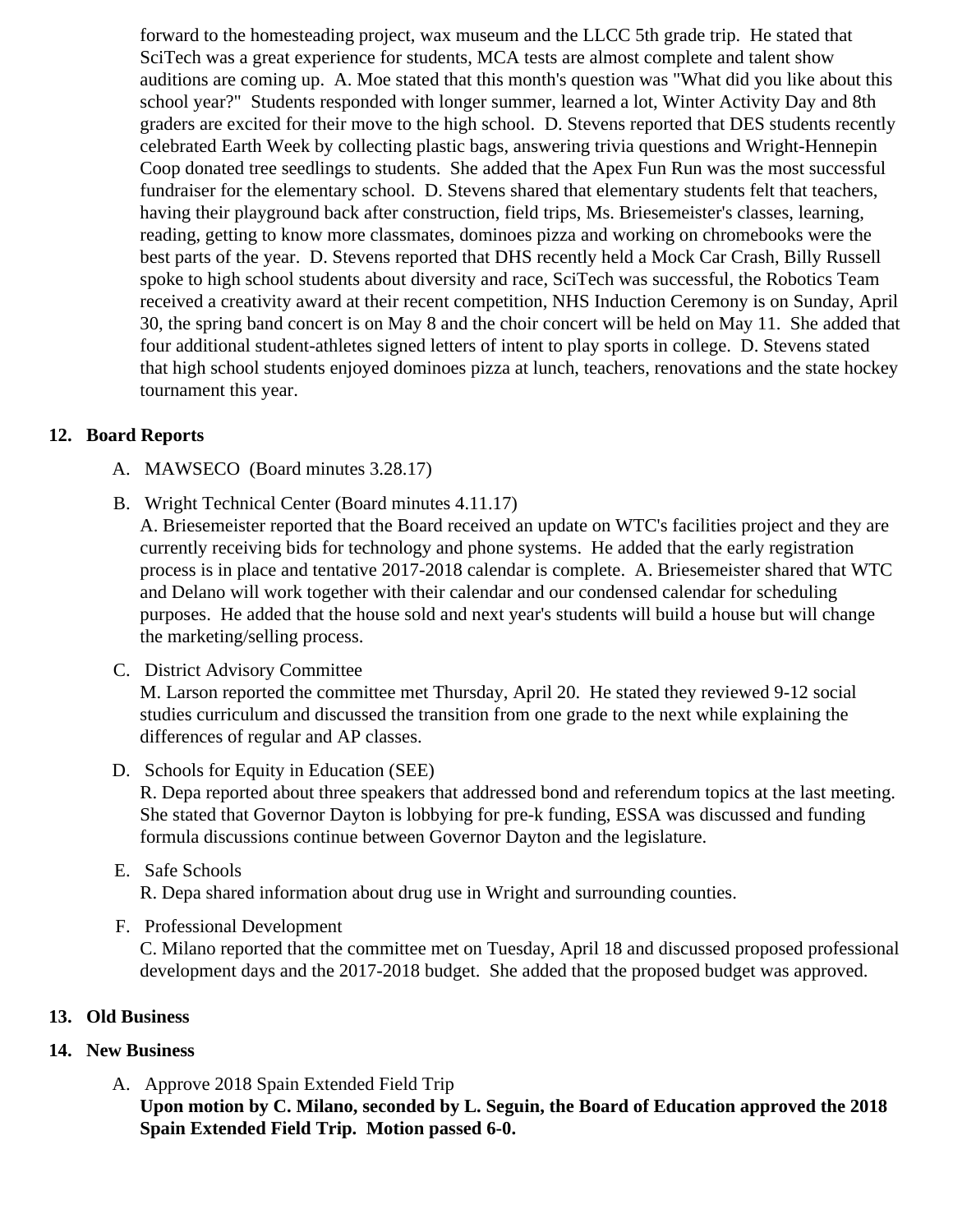forward to the homesteading project, wax museum and the LLCC 5th grade trip. He stated that SciTech was a great experience for students, MCA tests are almost complete and talent show auditions are coming up. A. Moe stated that this month's question was "What did you like about this school year?" Students responded with longer summer, learned a lot, Winter Activity Day and 8th graders are excited for their move to the high school. D. Stevens reported that DES students recently celebrated Earth Week by collecting plastic bags, answering trivia questions and Wright-Hennepin Coop donated tree seedlings to students. She added that the Apex Fun Run was the most successful fundraiser for the elementary school. D. Stevens shared that elementary students felt that teachers, having their playground back after construction, field trips, Ms. Briesemeister's classes, learning, reading, getting to know more classmates, dominoes pizza and working on chromebooks were the best parts of the year. D. Stevens reported that DHS recently held a Mock Car Crash, Billy Russell spoke to high school students about diversity and race, SciTech was successful, the Robotics Team received a creativity award at their recent competition, NHS Induction Ceremony is on Sunday, April 30, the spring band concert is on May 8 and the choir concert will be held on May 11. She added that four additional student-athletes signed letters of intent to play sports in college. D. Stevens stated that high school students enjoyed dominoes pizza at lunch, teachers, renovations and the state hockey tournament this year.

## 12. Board Reports

A. MAWSECO (Board minutes 3.28.17)

B. Wright Technical Center (Board minutes 4.11.17)
A. Briesemeister reported that the Board received an update on WTC's facilities project and they are currently receiving bids for technology and phone systems. He added that the early registration process is in place and tentative 2017-2018 calendar is complete. A. Briesemeister shared that WTC and Delano will work together with their calendar and our condensed calendar for scheduling purposes. He added that the house sold and next year's students will build a house but will change the marketing/selling process.

C. District Advisory Committee
M. Larson reported the committee met Thursday, April 20. He stated they reviewed 9-12 social studies curriculum and discussed the transition from one grade to the next while explaining the differences of regular and AP classes.

D. Schools for Equity in Education (SEE)
R. Depa reported about three speakers that addressed bond and referendum topics at the last meeting. She stated that Governor Dayton is lobbying for pre-k funding, ESSA was discussed and funding formula discussions continue between Governor Dayton and the legislature.

E. Safe Schools
R. Depa shared information about drug use in Wright and surrounding counties.

F. Professional Development
C. Milano reported that the committee met on Tuesday, April 18 and discussed proposed professional development days and the 2017-2018 budget. She added that the proposed budget was approved.

## 13. Old Business

## 14. New Business

A. Approve 2018 Spain Extended Field Trip
**Upon motion by C. Milano, seconded by L. Seguin, the Board of Education approved the 2018 Spain Extended Field Trip. Motion passed 6-0.**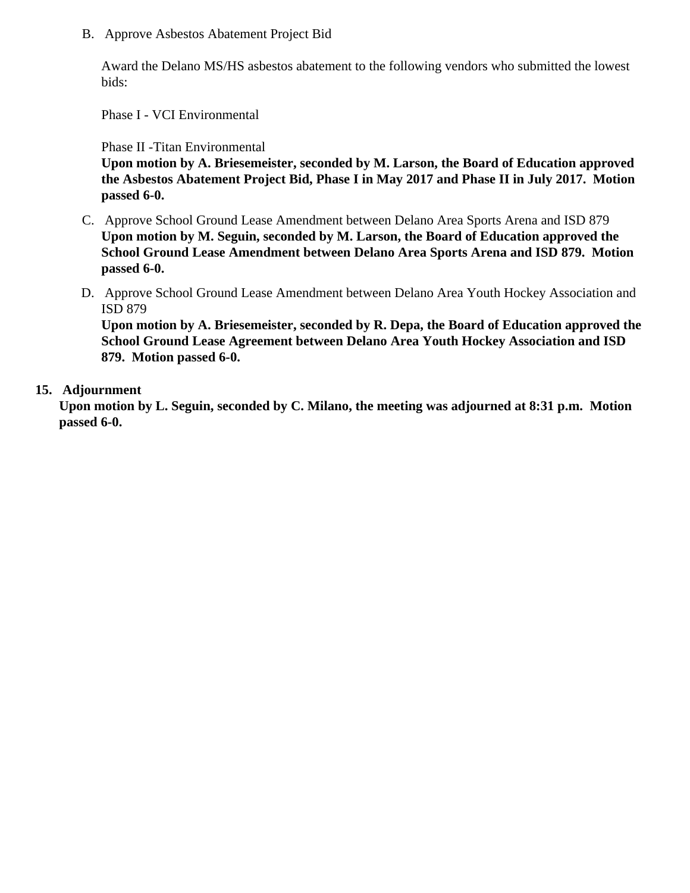B. Approve Asbestos Abatement Project Bid

   Award the Delano MS/HS asbestos abatement to the following vendors who submitted the lowest bids:

   Phase I - VCI Environmental

   Phase II -Titan Environmental
   **Upon motion by A. Briesemeister, seconded by M. Larson, the Board of Education approved the Asbestos Abatement Project Bid, Phase I in May 2017 and Phase II in July 2017. Motion passed 6-0.**

C. Approve School Ground Lease Amendment between Delano Area Sports Arena and ISD 879
   **Upon motion by M. Seguin, seconded by M. Larson, the Board of Education approved the School Ground Lease Amendment between Delano Area Sports Arena and ISD 879. Motion passed 6-0.**

D. Approve School Ground Lease Amendment between Delano Area Youth Hockey Association and ISD 879
   **Upon motion by A. Briesemeister, seconded by R. Depa, the Board of Education approved the School Ground Lease Agreement between Delano Area Youth Hockey Association and ISD 879. Motion passed 6-0.**

**15. Adjournment**

**Upon motion by L. Seguin, seconded by C. Milano, the meeting was adjourned at 8:31 p.m. Motion passed 6-0.**